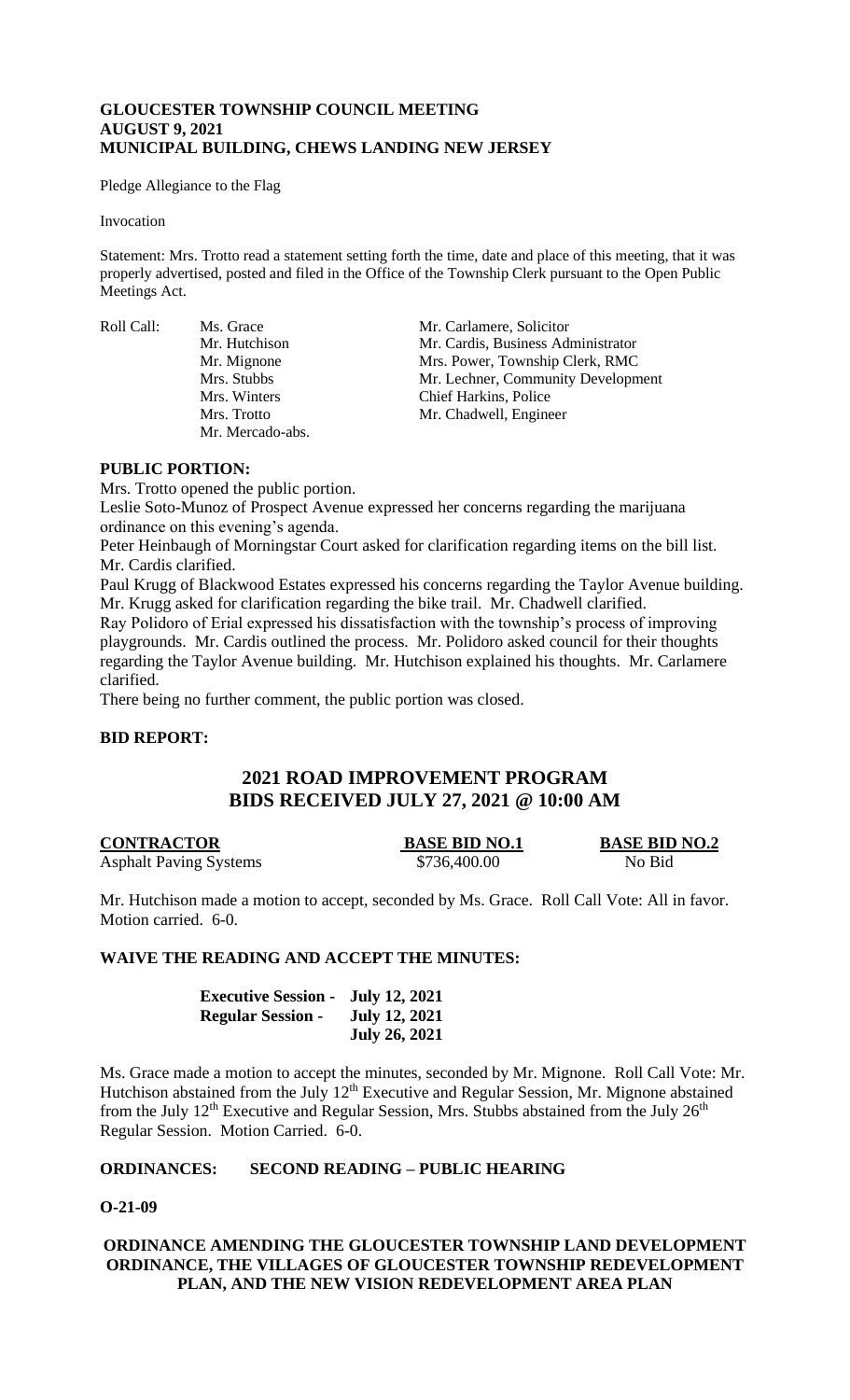**GLOUCESTER TOWNSHIP COUNCIL MEETING**
**AUGUST 9, 2021**
**MUNICIPAL BUILDING, CHEWS LANDING NEW JERSEY**

Pledge Allegiance to the Flag

Invocation

Statement: Mrs. Trotto read a statement setting forth the time, date and place of this meeting, that it was properly advertised, posted and filed in the Office of the Township Clerk pursuant to the Open Public Meetings Act.

| Roll Call: | | |
|---|---|---|
| | Ms. Grace | Mr. Carlamere, Solicitor |
| | Mr. Hutchison | Mr. Cardis, Business Administrator |
| | Mr. Mignone | Mrs. Power, Township Clerk, RMC |
| | Mrs. Stubbs | Mr. Lechner, Community Development |
| | Mrs. Winters | Chief Harkins, Police |
| | Mrs. Trotto | Mr. Chadwell, Engineer |
| | Mr. Mercado-abs. | |

**PUBLIC PORTION:**

Mrs. Trotto opened the public portion.

Leslie Soto-Munoz of Prospect Avenue expressed her concerns regarding the marijuana ordinance on this evening's agenda.

Peter Heinbaugh of Morningstar Court asked for clarification regarding items on the bill list. Mr. Cardis clarified.

Paul Krugg of Blackwood Estates expressed his concerns regarding the Taylor Avenue building. Mr. Krugg asked for clarification regarding the bike trail. Mr. Chadwell clarified.

Ray Polidoro of Erial expressed his dissatisfaction with the township's process of improving playgrounds. Mr. Cardis outlined the process. Mr. Polidoro asked council for their thoughts regarding the Taylor Avenue building. Mr. Hutchison explained his thoughts. Mr. Carlamere clarified.

There being no further comment, the public portion was closed.

**BID REPORT:**

## 2021 ROAD IMPROVEMENT PROGRAM
## BIDS RECEIVED JULY 27, 2021 @ 10:00 AM

| CONTRACTOR | BASE BID NO.1 | BASE BID NO.2 |
|---|---|---|
| Asphalt Paving Systems | \$736,400.00 | No Bid |

Mr. Hutchison made a motion to accept, seconded by Ms. Grace. Roll Call Vote: All in favor. Motion carried. 6-0.

**WAIVE THE READING AND ACCEPT THE MINUTES:**

| | |
|---|---|
| **Executive Session -** | **July 12, 2021** |
| **Regular Session -** | **July 12, 2021** |
| | **July 26, 2021** |

Ms. Grace made a motion to accept the minutes, seconded by Mr. Mignone. Roll Call Vote: Mr. Hutchison abstained from the July 12th Executive and Regular Session, Mr. Mignone abstained from the July 12th Executive and Regular Session, Mrs. Stubbs abstained from the July 26th Regular Session. Motion Carried. 6-0.

**ORDINANCES: SECOND READING – PUBLIC HEARING**

**O-21-09**

**ORDINANCE AMENDING THE GLOUCESTER TOWNSHIP LAND DEVELOPMENT ORDINANCE, THE VILLAGES OF GLOUCESTER TOWNSHIP REDEVELOPMENT PLAN, AND THE NEW VISION REDEVELOPMENT AREA PLAN**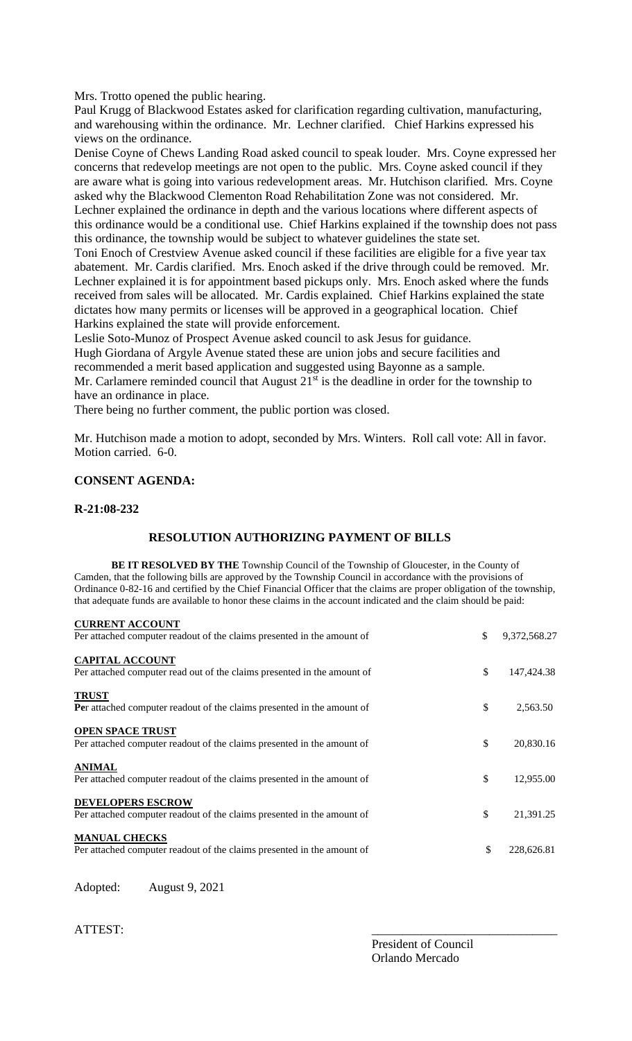Mrs. Trotto opened the public hearing.

Paul Krugg of Blackwood Estates asked for clarification regarding cultivation, manufacturing, and warehousing within the ordinance. Mr. Lechner clarified. Chief Harkins expressed his views on the ordinance.

Denise Coyne of Chews Landing Road asked council to speak louder. Mrs. Coyne expressed her concerns that redevelop meetings are not open to the public. Mrs. Coyne asked council if they are aware what is going into various redevelopment areas. Mr. Hutchison clarified. Mrs. Coyne asked why the Blackwood Clementon Road Rehabilitation Zone was not considered. Mr. Lechner explained the ordinance in depth and the various locations where different aspects of this ordinance would be a conditional use. Chief Harkins explained if the township does not pass this ordinance, the township would be subject to whatever guidelines the state set.

Toni Enoch of Crestview Avenue asked council if these facilities are eligible for a five year tax abatement. Mr. Cardis clarified. Mrs. Enoch asked if the drive through could be removed. Mr. Lechner explained it is for appointment based pickups only. Mrs. Enoch asked where the funds received from sales will be allocated. Mr. Cardis explained. Chief Harkins explained the state dictates how many permits or licenses will be approved in a geographical location. Chief Harkins explained the state will provide enforcement.

Leslie Soto-Munoz of Prospect Avenue asked council to ask Jesus for guidance.

Hugh Giordana of Argyle Avenue stated these are union jobs and secure facilities and recommended a merit based application and suggested using Bayonne as a sample.

Mr. Carlamere reminded council that August 21st is the deadline in order for the township to have an ordinance in place.

There being no further comment, the public portion was closed.

Mr. Hutchison made a motion to adopt, seconded by Mrs. Winters. Roll call vote: All in favor. Motion carried. 6-0.

**CONSENT AGENDA:**

**R-21:08-232**

## RESOLUTION AUTHORIZING PAYMENT OF BILLS

**BE IT RESOLVED BY THE** Township Council of the Township of Gloucester, in the County of Camden, that the following bills are approved by the Township Council in accordance with the provisions of Ordinance 0-82-16 and certified by the Chief Financial Officer that the claims are proper obligation of the township, that adequate funds are available to honor these claims in the account indicated and the claim should be paid:

| | | |
|---|---|---|
| **CURRENT ACCOUNT**<br>Per attached computer readout of the claims presented in the amount of | $ | 9,372,568.27 |
| **CAPITAL ACCOUNT**<br>Per attached computer read out of the claims presented in the amount of | $ | 147,424.38 |
| **TRUST**<br>**Pe**r attached computer readout of the claims presented in the amount of | $ | 2,563.50 |
| **OPEN SPACE TRUST**<br>Per attached computer readout of the claims presented in the amount of | $ | 20,830.16 |
| **ANIMAL**<br>Per attached computer readout of the claims presented in the amount of | $ | 12,955.00 |
| **DEVELOPERS ESCROW**<br>Per attached computer readout of the claims presented in the amount of | $ | 21,391.25 |
| **MANUAL CHECKS**<br>Per attached computer readout of the claims presented in the amount of | $ | 228,626.81 |

Adopted: August 9, 2021

ATTEST:

\_\_\_\_\_\_\_\_\_\_\_\_\_\_\_\_\_\_\_\_\_\_\_\_\_\_\_\_\_\_

President of Council
Orlando Mercado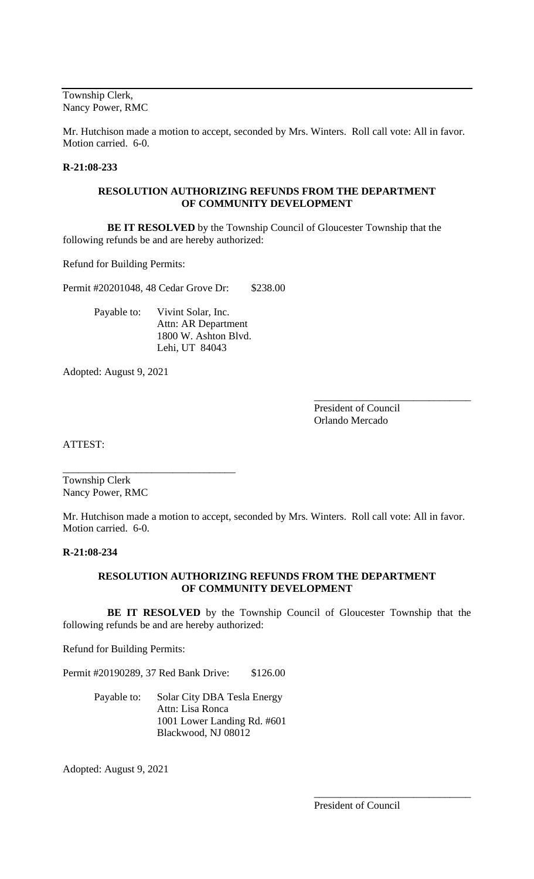Township Clerk,
Nancy Power, RMC

Mr. Hutchison made a motion to accept, seconded by Mrs. Winters. Roll call vote: All in favor. Motion carried. 6-0.

**R-21:08-233**

**RESOLUTION AUTHORIZING REFUNDS FROM THE DEPARTMENT OF COMMUNITY DEVELOPMENT**

**BE IT RESOLVED** by the Township Council of Gloucester Township that the following refunds be and are hereby authorized:

Refund for Building Permits:

Permit #20201048, 48 Cedar Grove Dr: $238.00

Payable to: Vivint Solar, Inc.
Attn: AR Department
1800 W. Ashton Blvd.
Lehi, UT 84043

Adopted: August 9, 2021

______________________________
President of Council
Orlando Mercado

ATTEST:

________________________________
Township Clerk
Nancy Power, RMC

Mr. Hutchison made a motion to accept, seconded by Mrs. Winters. Roll call vote: All in favor. Motion carried. 6-0.

**R-21:08-234**

**RESOLUTION AUTHORIZING REFUNDS FROM THE DEPARTMENT OF COMMUNITY DEVELOPMENT**

**BE IT RESOLVED** by the Township Council of Gloucester Township that the following refunds be and are hereby authorized:

Refund for Building Permits:

Permit #20190289, 37 Red Bank Drive: $126.00

Payable to: Solar City DBA Tesla Energy
Attn: Lisa Ronca
1001 Lower Landing Rd. #601
Blackwood, NJ 08012

Adopted: August 9, 2021

______________________________
President of Council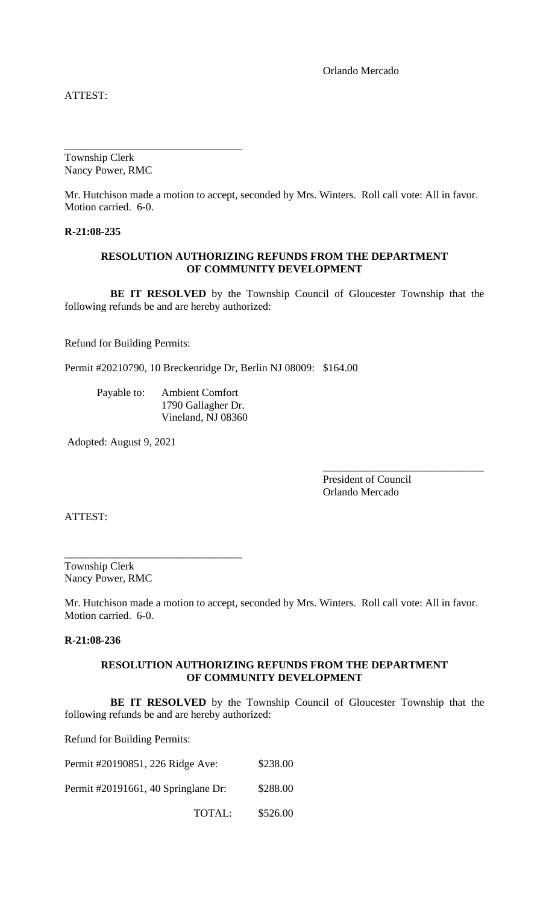Orlando Mercado

ATTEST:

\_\_\_\_\_\_\_\_\_\_\_\_\_\_\_\_\_\_\_\_\_\_\_\_\_\_\_\_\_\_\_\_\_

Township Clerk
Nancy Power, RMC

Mr. Hutchison made a motion to accept, seconded by Mrs. Winters. Roll call vote: All in favor. Motion carried. 6-0.

**R-21:08-235**

**RESOLUTION AUTHORIZING REFUNDS FROM THE DEPARTMENT OF COMMUNITY DEVELOPMENT**

**BE IT RESOLVED** by the Township Council of Gloucester Township that the following refunds be and are hereby authorized:

Refund for Building Permits:

Permit #20210790, 10 Breckenridge Dr, Berlin NJ 08009: $164.00

Payable to: Ambient Comfort
1790 Gallagher Dr.
Vineland, NJ 08360

Adopted: August 9, 2021

\_\_\_\_\_\_\_\_\_\_\_\_\_\_\_\_\_\_\_\_\_\_\_\_\_\_\_\_\_\_

President of Council
Orlando Mercado

ATTEST:

\_\_\_\_\_\_\_\_\_\_\_\_\_\_\_\_\_\_\_\_\_\_\_\_\_\_\_\_\_\_\_\_\_

Township Clerk
Nancy Power, RMC

Mr. Hutchison made a motion to accept, seconded by Mrs. Winters. Roll call vote: All in favor. Motion carried. 6-0.

**R-21:08-236**

**RESOLUTION AUTHORIZING REFUNDS FROM THE DEPARTMENT OF COMMUNITY DEVELOPMENT**

**BE IT RESOLVED** by the Township Council of Gloucester Township that the following refunds be and are hereby authorized:

Refund for Building Permits:

Permit #20190851, 226 Ridge Ave: $238.00

Permit #20191661, 40 Springlane Dr: $288.00

TOTAL: $526.00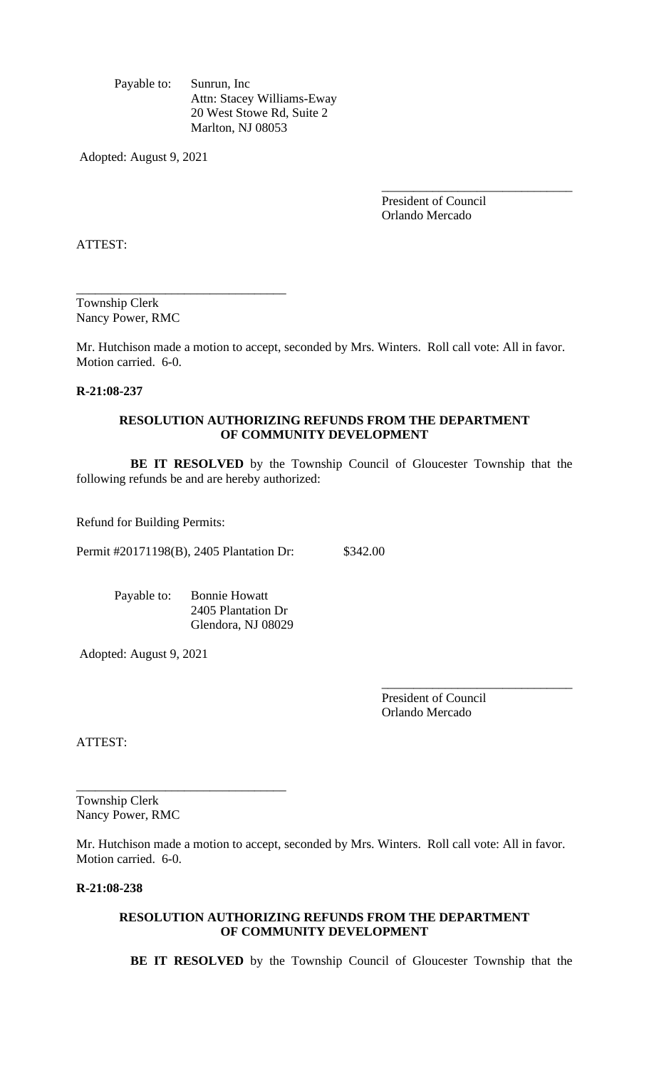Payable to: Sunrun, Inc
Attn: Stacey Williams-Eway
20 West Stowe Rd, Suite 2
Marlton, NJ 08053

Adopted: August 9, 2021

\_\_\_\_\_\_\_\_\_\_\_\_\_\_\_\_\_\_\_\_\_\_\_\_\_\_\_\_\_\_
President of Council
Orlando Mercado

ATTEST:

\_\_\_\_\_\_\_\_\_\_\_\_\_\_\_\_\_\_\_\_\_\_\_\_\_\_\_\_\_\_\_\_\_\_
Township Clerk
Nancy Power, RMC

Mr. Hutchison made a motion to accept, seconded by Mrs. Winters. Roll call vote: All in favor. Motion carried. 6-0.

**R-21:08-237**

**RESOLUTION AUTHORIZING REFUNDS FROM THE DEPARTMENT OF COMMUNITY DEVELOPMENT**

**BE IT RESOLVED** by the Township Council of Gloucester Township that the following refunds be and are hereby authorized:

Refund for Building Permits:

Permit #20171198(B), 2405 Plantation Dr: $342.00

Payable to: Bonnie Howatt
2405 Plantation Dr
Glendora, NJ 08029

Adopted: August 9, 2021

\_\_\_\_\_\_\_\_\_\_\_\_\_\_\_\_\_\_\_\_\_\_\_\_\_\_\_\_\_\_
President of Council
Orlando Mercado

ATTEST:

\_\_\_\_\_\_\_\_\_\_\_\_\_\_\_\_\_\_\_\_\_\_\_\_\_\_\_\_\_\_\_\_\_\_
Township Clerk
Nancy Power, RMC

Mr. Hutchison made a motion to accept, seconded by Mrs. Winters. Roll call vote: All in favor. Motion carried. 6-0.

**R-21:08-238**

**RESOLUTION AUTHORIZING REFUNDS FROM THE DEPARTMENT OF COMMUNITY DEVELOPMENT**

**BE IT RESOLVED** by the Township Council of Gloucester Township that the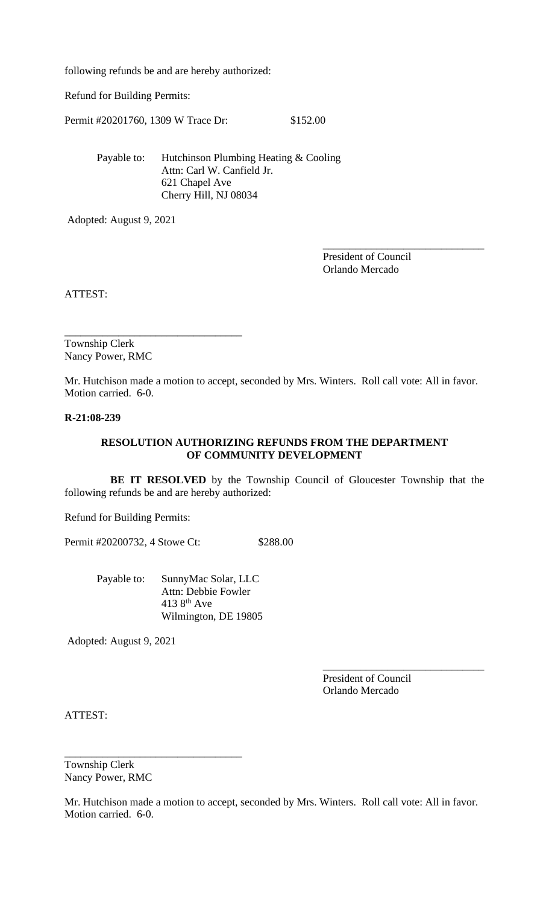following refunds be and are hereby authorized:

Refund for Building Permits:

Permit #20201760, 1309 W Trace Dr: $152.00

Payable to: Hutchinson Plumbing Heating & Cooling
Attn: Carl W. Canfield Jr.
621 Chapel Ave
Cherry Hill, NJ 08034

Adopted: August 9, 2021

______________________________
President of Council
Orlando Mercado

ATTEST:

________________________________
Township Clerk
Nancy Power, RMC

Mr. Hutchison made a motion to accept, seconded by Mrs. Winters. Roll call vote: All in favor. Motion carried. 6-0.

**R-21:08-239**

**RESOLUTION AUTHORIZING REFUNDS FROM THE DEPARTMENT OF COMMUNITY DEVELOPMENT**

**BE IT RESOLVED** by the Township Council of Gloucester Township that the following refunds be and are hereby authorized:

Refund for Building Permits:

Permit #20200732, 4 Stowe Ct: $288.00

Payable to: SunnyMac Solar, LLC
Attn: Debbie Fowler
413 8th Ave
Wilmington, DE 19805

Adopted: August 9, 2021

______________________________
President of Council
Orlando Mercado

ATTEST:

________________________________
Township Clerk
Nancy Power, RMC

Mr. Hutchison made a motion to accept, seconded by Mrs. Winters. Roll call vote: All in favor. Motion carried. 6-0.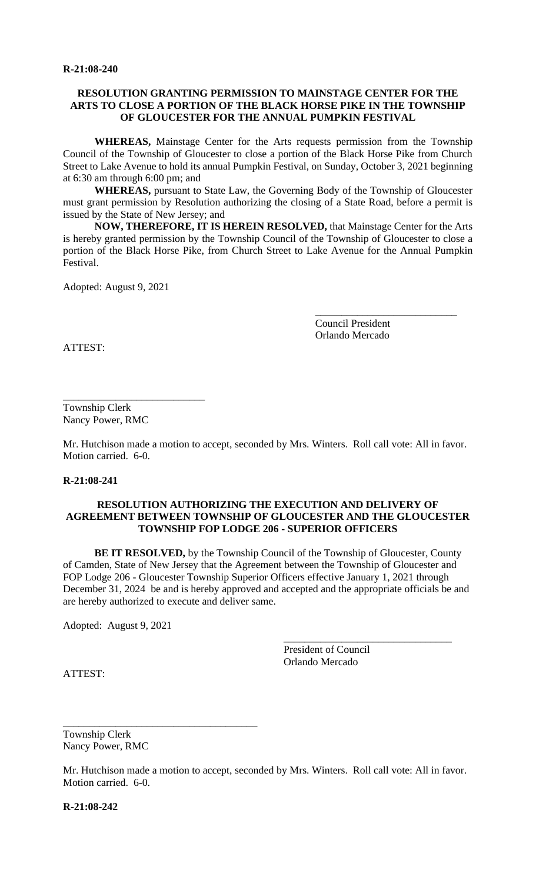**R-21:08-240**

**RESOLUTION GRANTING PERMISSION TO MAINSTAGE CENTER FOR THE ARTS TO CLOSE A PORTION OF THE BLACK HORSE PIKE IN THE TOWNSHIP OF GLOUCESTER FOR THE ANNUAL PUMPKIN FESTIVAL**

**WHEREAS,** Mainstage Center for the Arts requests permission from the Township Council of the Township of Gloucester to close a portion of the Black Horse Pike from Church Street to Lake Avenue to hold its annual Pumpkin Festival, on Sunday, October 3, 2021 beginning at 6:30 am through 6:00 pm; and

**WHEREAS,** pursuant to State Law, the Governing Body of the Township of Gloucester must grant permission by Resolution authorizing the closing of a State Road, before a permit is issued by the State of New Jersey; and

**NOW, THEREFORE, IT IS HEREIN RESOLVED,** that Mainstage Center for the Arts is hereby granted permission by the Township Council of the Township of Gloucester to close a portion of the Black Horse Pike, from Church Street to Lake Avenue for the Annual Pumpkin Festival.

Adopted: August 9, 2021

\_\_\_\_\_\_\_\_\_\_\_\_\_\_\_\_\_\_\_\_\_\_\_\_\_\_\_
Council President
Orlando Mercado

ATTEST:

\_\_\_\_\_\_\_\_\_\_\_\_\_\_\_\_\_\_\_\_\_\_\_\_\_\_\_
Township Clerk
Nancy Power, RMC

Mr. Hutchison made a motion to accept, seconded by Mrs. Winters. Roll call vote: All in favor. Motion carried. 6-0.

**R-21:08-241**

**RESOLUTION AUTHORIZING THE EXECUTION AND DELIVERY OF AGREEMENT BETWEEN TOWNSHIP OF GLOUCESTER AND THE GLOUCESTER TOWNSHIP FOP LODGE 206 - SUPERIOR OFFICERS**

**BE IT RESOLVED,** by the Township Council of the Township of Gloucester, County of Camden, State of New Jersey that the Agreement between the Township of Gloucester and FOP Lodge 206 - Gloucester Township Superior Officers effective January 1, 2021 through December 31, 2024 be and is hereby approved and accepted and the appropriate officials be and are hereby authorized to execute and deliver same.

Adopted: August 9, 2021

\_\_\_\_\_\_\_\_\_\_\_\_\_\_\_\_\_\_\_\_\_\_\_\_\_\_\_\_\_\_\_\_
President of Council
Orlando Mercado

ATTEST:

\_\_\_\_\_\_\_\_\_\_\_\_\_\_\_\_\_\_\_\_\_\_\_\_\_\_\_\_\_\_\_\_\_\_\_\_\_
Township Clerk
Nancy Power, RMC

Mr. Hutchison made a motion to accept, seconded by Mrs. Winters. Roll call vote: All in favor. Motion carried. 6-0.

**R-21:08-242**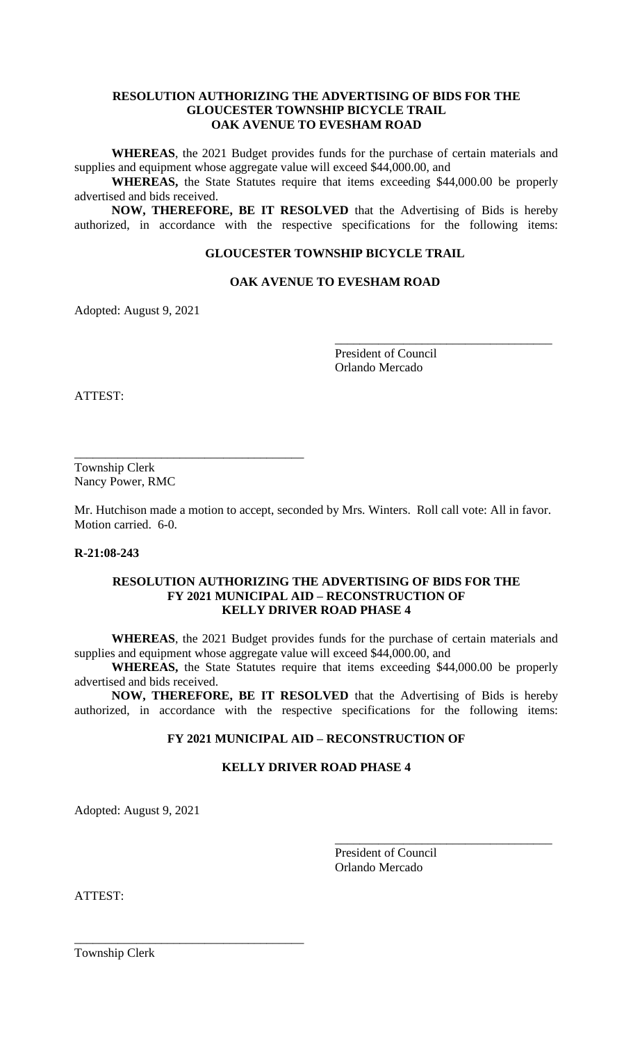**RESOLUTION AUTHORIZING THE ADVERTISING OF BIDS FOR THE GLOUCESTER TOWNSHIP BICYCLE TRAIL OAK AVENUE TO EVESHAM ROAD**

**WHEREAS**, the 2021 Budget provides funds for the purchase of certain materials and supplies and equipment whose aggregate value will exceed $44,000.00, and

**WHEREAS,** the State Statutes require that items exceeding $44,000.00 be properly advertised and bids received.

**NOW, THEREFORE, BE IT RESOLVED** that the Advertising of Bids is hereby authorized, in accordance with the respective specifications for the following items:

**GLOUCESTER TOWNSHIP BICYCLE TRAIL**

**OAK AVENUE TO EVESHAM ROAD**

Adopted: August 9, 2021

\_\_\_\_\_\_\_\_\_\_\_\_\_\_\_\_\_\_\_\_\_\_\_\_\_\_\_\_\_\_\_\_\_\_\_
President of Council
Orlando Mercado

ATTEST:

\_\_\_\_\_\_\_\_\_\_\_\_\_\_\_\_\_\_\_\_\_\_\_\_\_\_\_\_\_\_\_\_\_\_\_
Township Clerk
Nancy Power, RMC

Mr. Hutchison made a motion to accept, seconded by Mrs. Winters. Roll call vote: All in favor. Motion carried. 6-0.

**R-21:08-243**

**RESOLUTION AUTHORIZING THE ADVERTISING OF BIDS FOR THE FY 2021 MUNICIPAL AID – RECONSTRUCTION OF KELLY DRIVER ROAD PHASE 4**

**WHEREAS**, the 2021 Budget provides funds for the purchase of certain materials and supplies and equipment whose aggregate value will exceed $44,000.00, and

**WHEREAS,** the State Statutes require that items exceeding $44,000.00 be properly advertised and bids received.

**NOW, THEREFORE, BE IT RESOLVED** that the Advertising of Bids is hereby authorized, in accordance with the respective specifications for the following items:

**FY 2021 MUNICIPAL AID – RECONSTRUCTION OF**

**KELLY DRIVER ROAD PHASE 4**

Adopted: August 9, 2021

\_\_\_\_\_\_\_\_\_\_\_\_\_\_\_\_\_\_\_\_\_\_\_\_\_\_\_\_\_\_\_\_\_\_\_
President of Council
Orlando Mercado

ATTEST:

\_\_\_\_\_\_\_\_\_\_\_\_\_\_\_\_\_\_\_\_\_\_\_\_\_\_\_\_\_\_\_\_\_\_\_
Township Clerk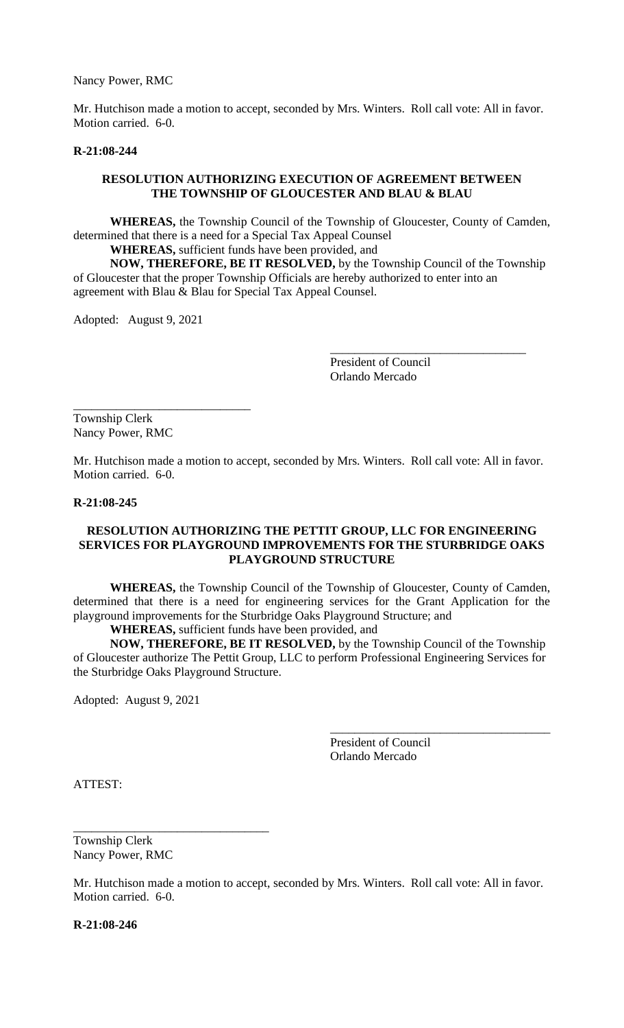Nancy Power, RMC

Mr. Hutchison made a motion to accept, seconded by Mrs. Winters. Roll call vote: All in favor. Motion carried. 6-0.

**R-21:08-244**

**RESOLUTION AUTHORIZING EXECUTION OF AGREEMENT BETWEEN THE TOWNSHIP OF GLOUCESTER AND BLAU & BLAU**

**WHEREAS,** the Township Council of the Township of Gloucester, County of Camden, determined that there is a need for a Special Tax Appeal Counsel

**WHEREAS,** sufficient funds have been provided, and

**NOW, THEREFORE, BE IT RESOLVED,** by the Township Council of the Township of Gloucester that the proper Township Officials are hereby authorized to enter into an agreement with Blau & Blau for Special Tax Appeal Counsel.

Adopted: August 9, 2021

\_\_\_\_\_\_\_\_\_\_\_\_\_\_\_\_\_\_\_\_\_\_\_\_\_\_\_\_\_\_\_\_
President of Council
Orlando Mercado

\_\_\_\_\_\_\_\_\_\_\_\_\_\_\_\_\_\_\_\_\_\_\_\_\_\_\_\_\_\_
Township Clerk
Nancy Power, RMC

Mr. Hutchison made a motion to accept, seconded by Mrs. Winters. Roll call vote: All in favor. Motion carried. 6-0.

**R-21:08-245**

**RESOLUTION AUTHORIZING THE PETTIT GROUP, LLC FOR ENGINEERING SERVICES FOR PLAYGROUND IMPROVEMENTS FOR THE STURBRIDGE OAKS PLAYGROUND STRUCTURE**

**WHEREAS,** the Township Council of the Township of Gloucester, County of Camden, determined that there is a need for engineering services for the Grant Application for the playground improvements for the Sturbridge Oaks Playground Structure; and

**WHEREAS,** sufficient funds have been provided, and

**NOW, THEREFORE, BE IT RESOLVED,** by the Township Council of the Township of Gloucester authorize The Pettit Group, LLC to perform Professional Engineering Services for the Sturbridge Oaks Playground Structure.

Adopted: August 9, 2021

\_\_\_\_\_\_\_\_\_\_\_\_\_\_\_\_\_\_\_\_\_\_\_\_\_\_\_\_\_\_\_\_\_\_\_\_\_
President of Council
Orlando Mercado

ATTEST:

\_\_\_\_\_\_\_\_\_\_\_\_\_\_\_\_\_\_\_\_\_\_\_\_\_\_\_\_\_\_\_\_
Township Clerk
Nancy Power, RMC

Mr. Hutchison made a motion to accept, seconded by Mrs. Winters. Roll call vote: All in favor. Motion carried. 6-0.

**R-21:08-246**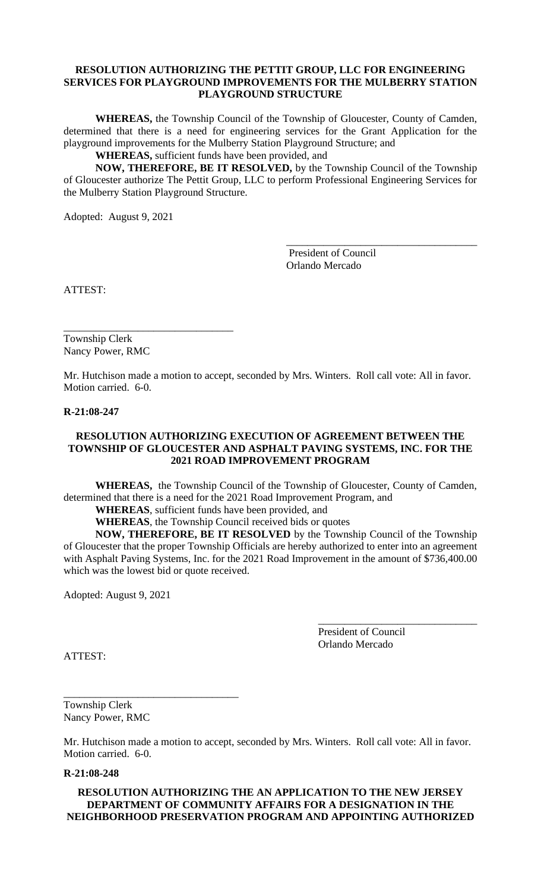**RESOLUTION AUTHORIZING THE PETTIT GROUP, LLC FOR ENGINEERING SERVICES FOR PLAYGROUND IMPROVEMENTS FOR THE MULBERRY STATION PLAYGROUND STRUCTURE**

**WHEREAS,** the Township Council of the Township of Gloucester, County of Camden, determined that there is a need for engineering services for the Grant Application for the playground improvements for the Mulberry Station Playground Structure; and

**WHEREAS,** sufficient funds have been provided, and

**NOW, THEREFORE, BE IT RESOLVED,** by the Township Council of the Township of Gloucester authorize The Pettit Group, LLC to perform Professional Engineering Services for the Mulberry Station Playground Structure.

Adopted: August 9, 2021

\_\_\_\_\_\_\_\_\_\_\_\_\_\_\_\_\_\_\_\_\_\_\_\_\_\_\_\_\_\_\_\_\_\_\_\_
President of Council
Orlando Mercado

ATTEST:

\_\_\_\_\_\_\_\_\_\_\_\_\_\_\_\_\_\_\_\_\_\_\_\_\_\_\_\_\_\_\_\_
Township Clerk
Nancy Power, RMC

Mr. Hutchison made a motion to accept, seconded by Mrs. Winters. Roll call vote: All in favor. Motion carried. 6-0.

**R-21:08-247**

**RESOLUTION AUTHORIZING EXECUTION OF AGREEMENT BETWEEN THE TOWNSHIP OF GLOUCESTER AND ASPHALT PAVING SYSTEMS, INC. FOR THE 2021 ROAD IMPROVEMENT PROGRAM**

**WHEREAS,** the Township Council of the Township of Gloucester, County of Camden, determined that there is a need for the 2021 Road Improvement Program, and

**WHEREAS**, sufficient funds have been provided, and

**WHEREAS**, the Township Council received bids or quotes

**NOW, THEREFORE, BE IT RESOLVED** by the Township Council of the Township of Gloucester that the proper Township Officials are hereby authorized to enter into an agreement with Asphalt Paving Systems, Inc. for the 2021 Road Improvement in the amount of $736,400.00 which was the lowest bid or quote received.

Adopted: August 9, 2021

\_\_\_\_\_\_\_\_\_\_\_\_\_\_\_\_\_\_\_\_\_\_\_\_\_\_\_\_\_\_
President of Council
Orlando Mercado

ATTEST:

\_\_\_\_\_\_\_\_\_\_\_\_\_\_\_\_\_\_\_\_\_\_\_\_\_\_\_\_\_\_\_\_\_
Township Clerk
Nancy Power, RMC

Mr. Hutchison made a motion to accept, seconded by Mrs. Winters. Roll call vote: All in favor. Motion carried. 6-0.

**R-21:08-248**

**RESOLUTION AUTHORIZING THE AN APPLICATION TO THE NEW JERSEY DEPARTMENT OF COMMUNITY AFFAIRS FOR A DESIGNATION IN THE NEIGHBORHOOD PRESERVATION PROGRAM AND APPOINTING AUTHORIZED**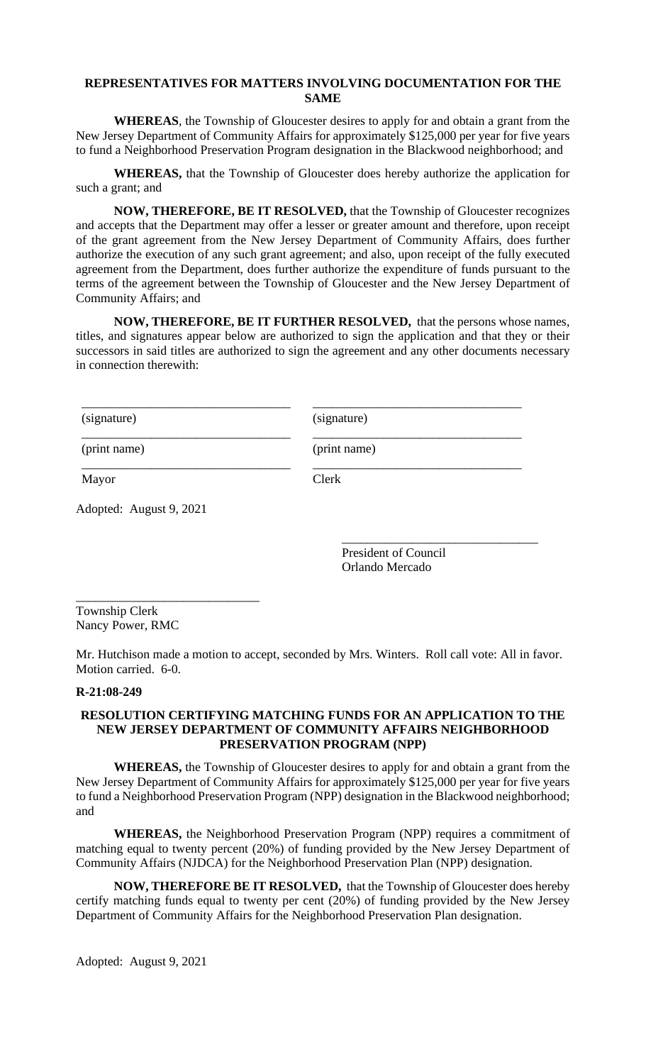**REPRESENTATIVES FOR MATTERS INVOLVING DOCUMENTATION FOR THE SAME**

**WHEREAS**, the Township of Gloucester desires to apply for and obtain a grant from the New Jersey Department of Community Affairs for approximately $125,000 per year for five years to fund a Neighborhood Preservation Program designation in the Blackwood neighborhood; and

**WHEREAS,** that the Township of Gloucester does hereby authorize the application for such a grant; and

**NOW, THEREFORE, BE IT RESOLVED,** that the Township of Gloucester recognizes and accepts that the Department may offer a lesser or greater amount and therefore, upon receipt of the grant agreement from the New Jersey Department of Community Affairs, does further authorize the execution of any such grant agreement; and also, upon receipt of the fully executed agreement from the Department, does further authorize the expenditure of funds pursuant to the terms of the agreement between the Township of Gloucester and the New Jersey Department of Community Affairs; and

**NOW, THEREFORE, BE IT FURTHER RESOLVED,** that the persons whose names, titles, and signatures appear below are authorized to sign the application and that they or their successors in said titles are authorized to sign the agreement and any other documents necessary in connection therewith:

| | |
|---|---|
| _________________________ | _________________________ |
| (signature) | (signature) |
| _________________________ | _________________________ |
| (print name) | (print name) |
| _________________________ | _________________________ |
| Mayor | Clerk |

Adopted: August 9, 2021

_____________________________
President of Council
Orlando Mercado

_____________________________
Township Clerk
Nancy Power, RMC

Mr. Hutchison made a motion to accept, seconded by Mrs. Winters. Roll call vote: All in favor. Motion carried. 6-0.

**R-21:08-249**

**RESOLUTION CERTIFYING MATCHING FUNDS FOR AN APPLICATION TO THE NEW JERSEY DEPARTMENT OF COMMUNITY AFFAIRS NEIGHBORHOOD PRESERVATION PROGRAM (NPP)**

**WHEREAS,** the Township of Gloucester desires to apply for and obtain a grant from the New Jersey Department of Community Affairs for approximately $125,000 per year for five years to fund a Neighborhood Preservation Program (NPP) designation in the Blackwood neighborhood; and

**WHEREAS,** the Neighborhood Preservation Program (NPP) requires a commitment of matching equal to twenty percent (20%) of funding provided by the New Jersey Department of Community Affairs (NJDCA) for the Neighborhood Preservation Plan (NPP) designation.

**NOW, THEREFORE BE IT RESOLVED,** that the Township of Gloucester does hereby certify matching funds equal to twenty per cent (20%) of funding provided by the New Jersey Department of Community Affairs for the Neighborhood Preservation Plan designation.

Adopted: August 9, 2021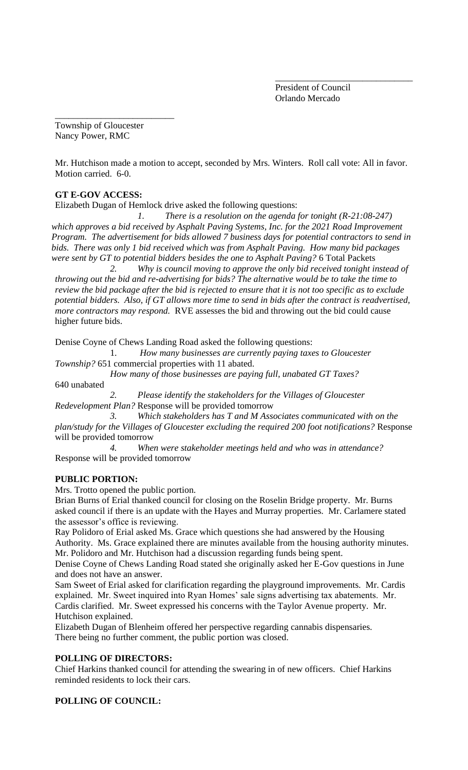\_\_\_\_\_\_\_\_\_\_\_\_\_\_\_\_\_\_\_\_\_\_\_\_\_\_\_\_\_\_
President of Council
Orlando Mercado

\_\_\_\_\_\_\_\_\_\_\_\_\_\_\_\_\_\_\_\_\_\_\_\_\_\_
Township of Gloucester
Nancy Power, RMC

Mr. Hutchison made a motion to accept, seconded by Mrs. Winters. Roll call vote: All in favor. Motion carried. 6-0.

**GT E-GOV ACCESS:**

Elizabeth Dugan of Hemlock drive asked the following questions:

*1. There is a resolution on the agenda for tonight (R-21:08-247) which approves a bid received by Asphalt Paving Systems, Inc. for the 2021 Road Improvement Program. The advertisement for bids allowed 7 business days for potential contractors to send in bids. There was only 1 bid received which was from Asphalt Paving. How many bid packages were sent by GT to potential bidders besides the one to Asphalt Paving?* 6 Total Packets

*2. Why is council moving to approve the only bid received tonight instead of throwing out the bid and re-advertising for bids? The alternative would be to take the time to review the bid package after the bid is rejected to ensure that it is not too specific as to exclude potential bidders. Also, if GT allows more time to send in bids after the contract is readvertised, more contractors may respond.* RVE assesses the bid and throwing out the bid could cause higher future bids.

Denise Coyne of Chews Landing Road asked the following questions:

1. *How many businesses are currently paying taxes to Gloucester Township?* 651 commercial properties with 11 abated.

*How many of those businesses are paying full, unabated GT Taxes?* 640 unabated

*2. Please identify the stakeholders for the Villages of Gloucester Redevelopment Plan?* Response will be provided tomorrow

*3. Which stakeholders has T and M Associates communicated with on the plan/study for the Villages of Gloucester excluding the required 200 foot notifications?* Response will be provided tomorrow

*4. When were stakeholder meetings held and who was in attendance?* Response will be provided tomorrow

**PUBLIC PORTION:**

Mrs. Trotto opened the public portion.

Brian Burns of Erial thanked council for closing on the Roselin Bridge property. Mr. Burns asked council if there is an update with the Hayes and Murray properties. Mr. Carlamere stated the assessor's office is reviewing.

Ray Polidoro of Erial asked Ms. Grace which questions she had answered by the Housing Authority. Ms. Grace explained there are minutes available from the housing authority minutes. Mr. Polidoro and Mr. Hutchison had a discussion regarding funds being spent.

Denise Coyne of Chews Landing Road stated she originally asked her E-Gov questions in June and does not have an answer.

Sam Sweet of Erial asked for clarification regarding the playground improvements. Mr. Cardis explained. Mr. Sweet inquired into Ryan Homes' sale signs advertising tax abatements. Mr. Cardis clarified. Mr. Sweet expressed his concerns with the Taylor Avenue property. Mr. Hutchison explained.

Elizabeth Dugan of Blenheim offered her perspective regarding cannabis dispensaries.

There being no further comment, the public portion was closed.

**POLLING OF DIRECTORS:**

Chief Harkins thanked council for attending the swearing in of new officers. Chief Harkins reminded residents to lock their cars.

**POLLING OF COUNCIL:**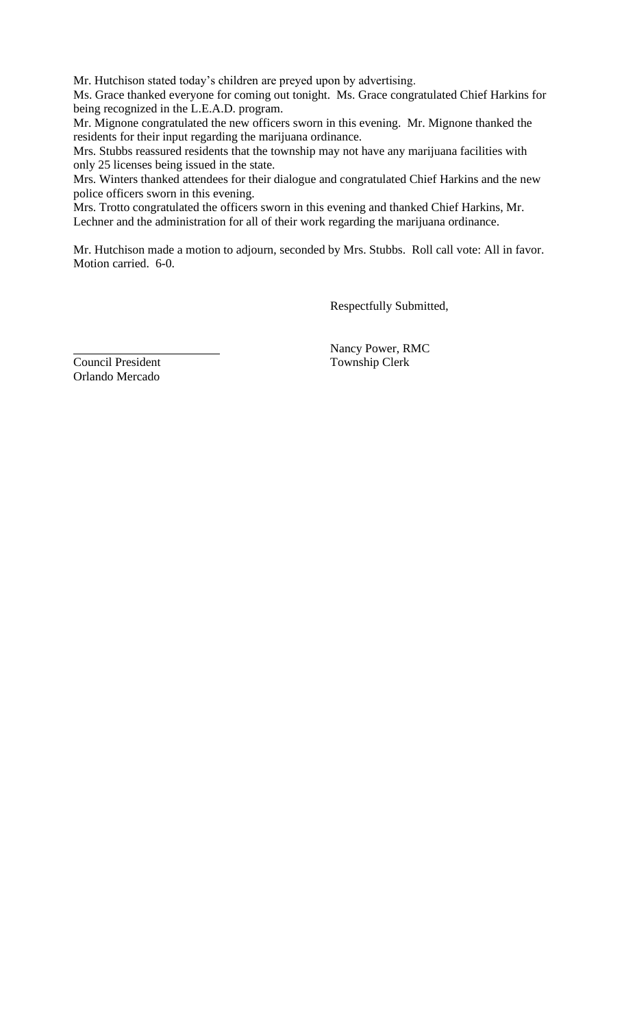Mr. Hutchison stated today's children are preyed upon by advertising.
Ms. Grace thanked everyone for coming out tonight. Ms. Grace congratulated Chief Harkins for being recognized in the L.E.A.D. program.
Mr. Mignone congratulated the new officers sworn in this evening. Mr. Mignone thanked the residents for their input regarding the marijuana ordinance.
Mrs. Stubbs reassured residents that the township may not have any marijuana facilities with only 25 licenses being issued in the state.
Mrs. Winters thanked attendees for their dialogue and congratulated Chief Harkins and the new police officers sworn in this evening.
Mrs. Trotto congratulated the officers sworn in this evening and thanked Chief Harkins, Mr. Lechner and the administration for all of their work regarding the marijuana ordinance.

Mr. Hutchison made a motion to adjourn, seconded by Mrs. Stubbs. Roll call vote: All in favor. Motion carried. 6-0.

Respectfully Submitted,

Nancy Power, RMC
Township Clerk

\_\_\_\_\_\_\_\_\_\_\_\_\_\_\_\_\_\_\_\_\_\_\_\_
Council President
Orlando Mercado